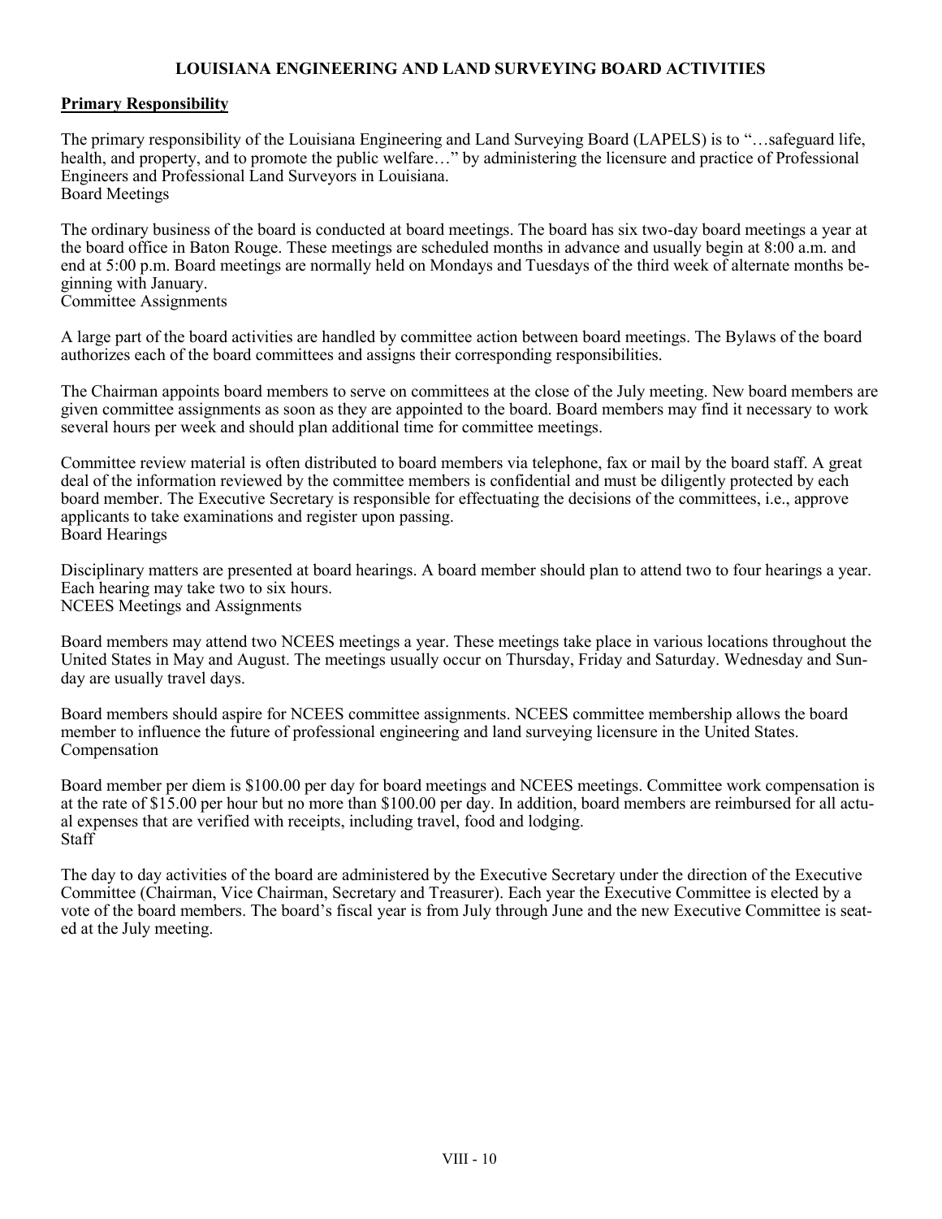# LOUISIANA ENGINEERING AND LAND SURVEYING BOARD ACTIVITIES

## Primary Responsibility

The primary responsibility of the Louisiana Engineering and Land Surveying Board (LAPELS) is to "…safeguard life, health, and property, and to promote the public welfare…" by administering the licensure and practice of Professional Engineers and Professional Land Surveyors in Louisiana.

## Board Meetings

The ordinary business of the board is conducted at board meetings. The board has six two-day board meetings a year at the board office in Baton Rouge. These meetings are scheduled months in advance and usually begin at 8:00 a.m. and end at 5:00 p.m. Board meetings are normally held on Mondays and Tuesdays of the third week of alternate months beginning with January.

## Committee Assignments

A large part of the board activities are handled by committee action between board meetings. The Bylaws of the board authorizes each of the board committees and assigns their corresponding responsibilities.

The Chairman appoints board members to serve on committees at the close of the July meeting. New board members are given committee assignments as soon as they are appointed to the board. Board members may find it necessary to work several hours per week and should plan additional time for committee meetings.

Committee review material is often distributed to board members via telephone, fax or mail by the board staff. A great deal of the information reviewed by the committee members is confidential and must be diligently protected by each board member. The Executive Secretary is responsible for effectuating the decisions of the committees, i.e., approve applicants to take examinations and register upon passing.

## Board Hearings

Disciplinary matters are presented at board hearings. A board member should plan to attend two to four hearings a year. Each hearing may take two to six hours.

## NCEES Meetings and Assignments

Board members may attend two NCEES meetings a year. These meetings take place in various locations throughout the United States in May and August. The meetings usually occur on Thursday, Friday and Saturday. Wednesday and Sunday are usually travel days.

Board members should aspire for NCEES committee assignments. NCEES committee membership allows the board member to influence the future of professional engineering and land surveying licensure in the United States.

## Compensation

Board member per diem is $100.00 per day for board meetings and NCEES meetings. Committee work compensation is at the rate of $15.00 per hour but no more than $100.00 per day. In addition, board members are reimbursed for all actual expenses that are verified with receipts, including travel, food and lodging.

## Staff

The day to day activities of the board are administered by the Executive Secretary under the direction of the Executive Committee (Chairman, Vice Chairman, Secretary and Treasurer). Each year the Executive Committee is elected by a vote of the board members. The board's fiscal year is from July through June and the new Executive Committee is seated at the July meeting.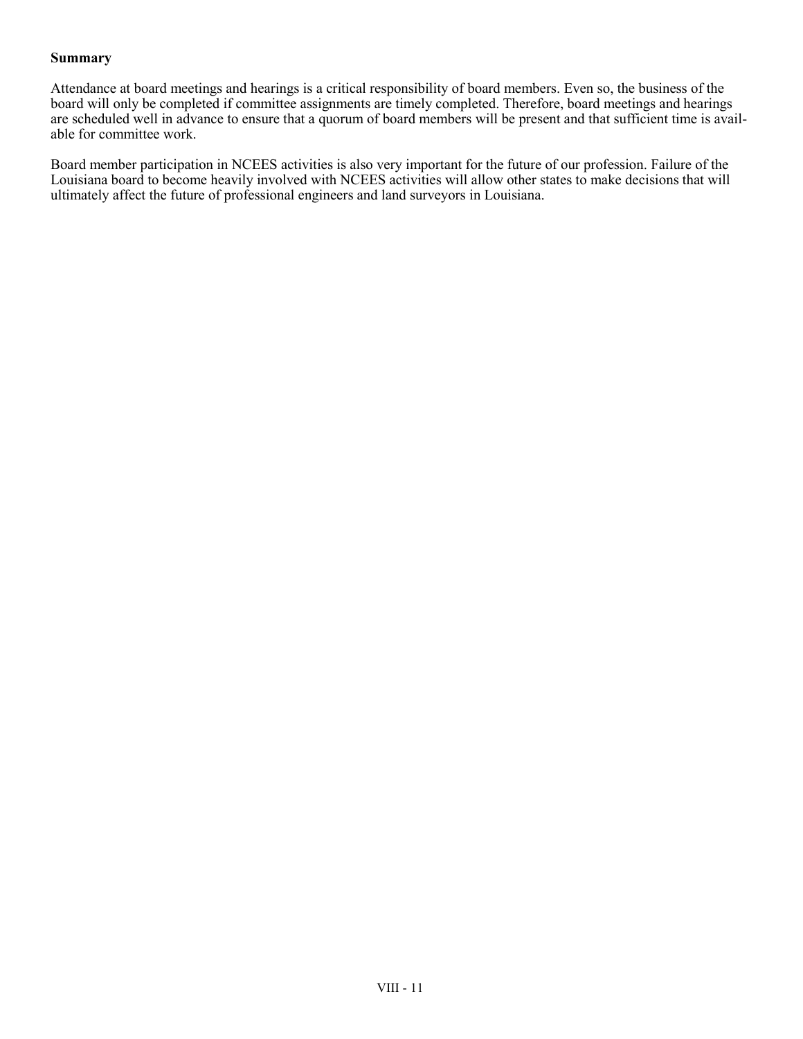**Summary**

Attendance at board meetings and hearings is a critical responsibility of board members. Even so, the business of the board will only be completed if committee assignments are timely completed. Therefore, board meetings and hearings are scheduled well in advance to ensure that a quorum of board members will be present and that sufficient time is available for committee work.

Board member participation in NCEES activities is also very important for the future of our profession. Failure of the Louisiana board to become heavily involved with NCEES activities will allow other states to make decisions that will ultimately affect the future of professional engineers and land surveyors in Louisiana.